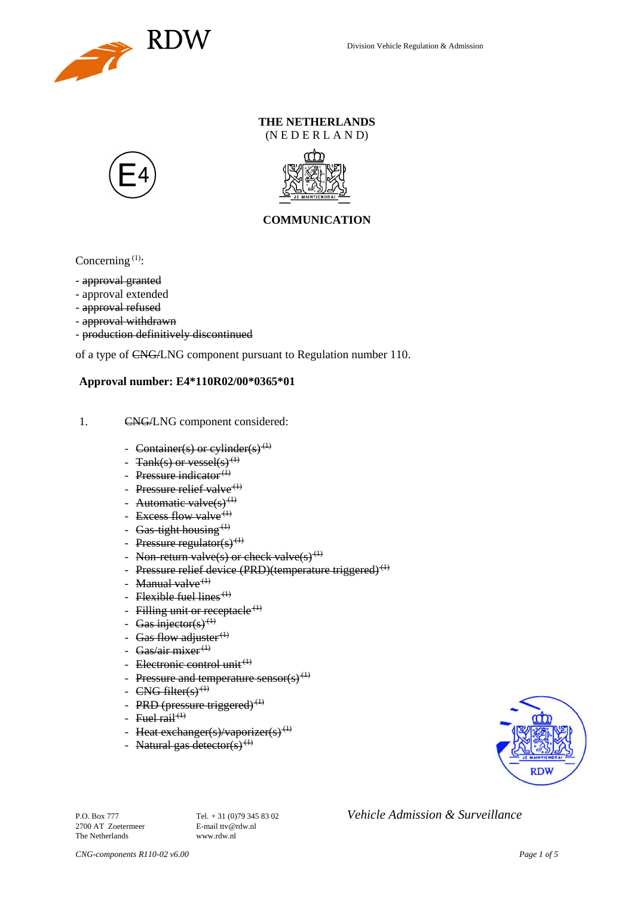Division Vehicle Regulation & Admission

**THE NETHERLANDS**
(N E D E R L A N D)

E4

## COMMUNICATION

Concerning [(1)]:

- ~~approval granted~~
- approval extended
- ~~approval refused~~
- ~~approval withdrawn~~
- ~~production definitively discontinued~~

of a type of ~~CNG/~~LNG component pursuant to Regulation number 110.

**Approval number: E4*110R02/00*0365*01**

1. ~~CNG/~~LNG component considered:

   - ~~Container(s) or cylinder(s) [(1)]~~
   - ~~Tank(s) or vessel(s) [(1)]~~
   - ~~Pressure indicator [(1)]~~
   - ~~Pressure relief valve [(1)]~~
   - ~~Automatic valve(s) [(1)]~~
   - ~~Excess flow valve [(1)]~~
   - ~~Gas-tight housing [(1)]~~
   - ~~Pressure regulator(s) [(1)]~~
   - ~~Non-return valve(s) or check valve(s) [(1)]~~
   - ~~Pressure relief device (PRD)(temperature triggered) [(1)]~~
   - ~~Manual valve [(1)]~~
   - ~~Flexible fuel lines [(1)]~~
   - ~~Filling unit or receptacle [(1)]~~
   - ~~Gas injector(s) [(1)]~~
   - ~~Gas flow adjuster [(1)]~~
   - ~~Gas/air mixer [(1)]~~
   - ~~Electronic control unit [(1)]~~
   - ~~Pressure and temperature sensor(s) [(1)]~~
   - ~~CNG filter(s) [(1)]~~
   - ~~PRD (pressure triggered) [(1)]~~
   - ~~Fuel rail [(1)]~~
   - ~~Heat exchanger(s)/vaporizer(s) [(1)]~~
   - ~~Natural gas detector(s) [(1)]~~

P.O. Box 777
2700 AT Zoetermeer
The Netherlands

Tel. + 31 (0)79 345 83 02
E-mail ttv@rdw.nl
www.rdw.nl

*Vehicle Admission & Surveillance*

*CNG-components R110-02 v6.00*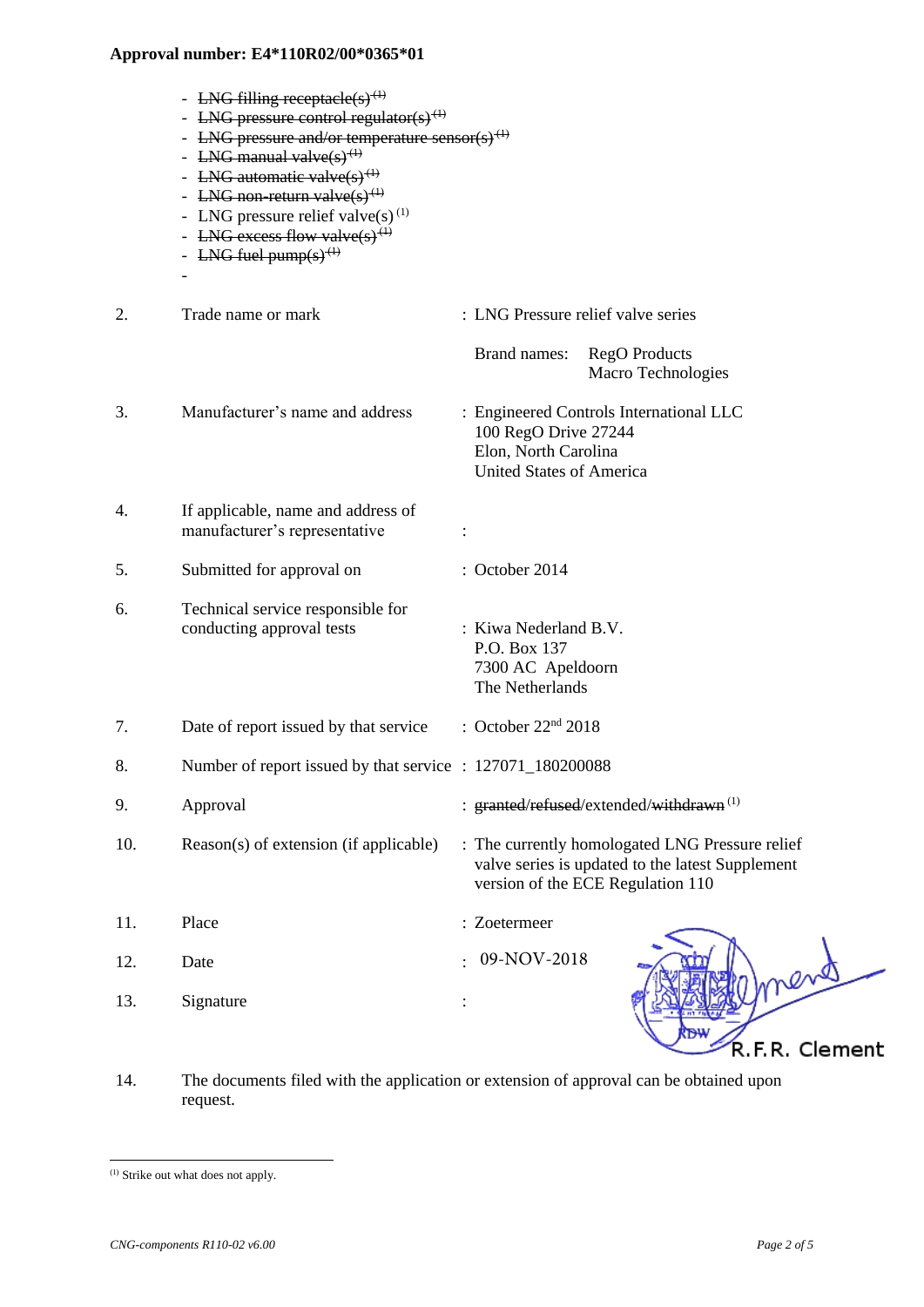**Approval number: E4*110R02/00*0365*01**

- ~~LNG filling receptacle(s)~~ [1]
- ~~LNG pressure control regulator(s)~~ [1]
- ~~LNG pressure and/or temperature sensor(s)~~ [1]
- ~~LNG manual valve(s)~~ [1]
- ~~LNG automatic valve(s)~~ [1]
- ~~LNG non-return valve(s)~~ [1]
- LNG pressure relief valve(s) [1]
- ~~LNG excess flow valve(s)~~ [1]
- ~~LNG fuel pump(s)~~ [1]
-

| | | |
|---|---|---|
| 2. | Trade name or mark | : LNG Pressure relief valve series<br><br>Brand names: RegO Products<br>Macro Technologies |
| 3. | Manufacturer's name and address | : Engineered Controls International LLC<br>100 RegO Drive 27244<br>Elon, North Carolina<br>United States of America |
| 4. | If applicable, name and address of manufacturer's representative | : |
| 5. | Submitted for approval on | : October 2014 |
| 6. | Technical service responsible for conducting approval tests | : Kiwa Nederland B.V.<br>P.O. Box 137<br>7300 AC Apeldoorn<br>The Netherlands |
| 7. | Date of report issued by that service | : October 22nd 2018 |
| 8. | Number of report issued by that service | : 127071_180200088 |
| 9. | Approval | : ~~granted~~/~~refused~~/extended/~~withdrawn~~ [1] |
| 10. | Reason(s) of extension (if applicable) | : The currently homologated LNG Pressure relief valve series is updated to the latest Supplement version of the ECE Regulation 110 |
| 11. | Place | : Zoetermeer |
| 12. | Date | : 09-NOV-2018 |
| 13. | Signature | : R.F.R. Clement |
| 14. | The documents filed with the application or extension of approval can be obtained upon request. | |

[1] Strike out what does not apply.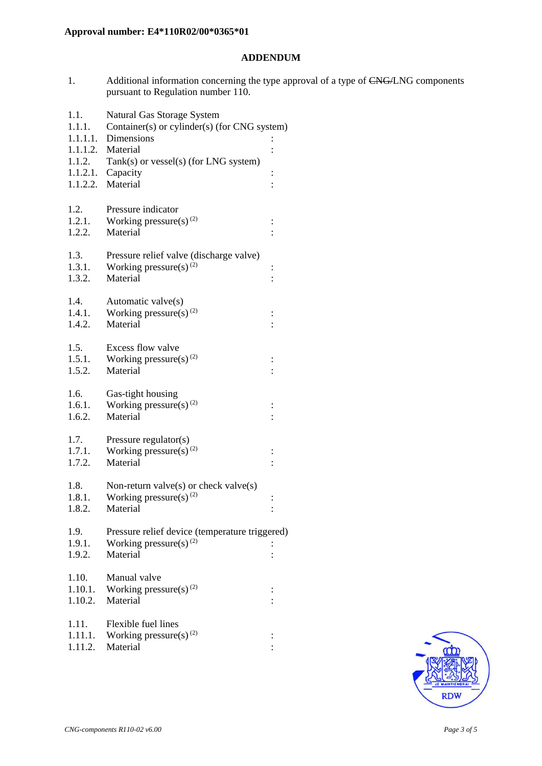**Approval number: E4*110R02/00*0365*01**

## ADDENDUM

1. Additional information concerning the type approval of a type of ~~CNG/~~LNG components pursuant to Regulation number 110.

| | | |
|---|---|---|
| 1.1. | Natural Gas Storage System | |
| 1.1.1. | Container(s) or cylinder(s) (for CNG system) | |
| 1.1.1.1. | Dimensions | : |
| 1.1.1.2. | Material | : |
| 1.1.2. | Tank(s) or vessel(s) (for LNG system) | |
| 1.1.2.1. | Capacity | : |
| 1.1.2.2. | Material | : |
| 1.2. | Pressure indicator | |
| 1.2.1. | Working pressure(s) (2) | : |
| 1.2.2. | Material | : |
| 1.3. | Pressure relief valve (discharge valve) | |
| 1.3.1. | Working pressure(s) (2) | : |
| 1.3.2. | Material | : |
| 1.4. | Automatic valve(s) | |
| 1.4.1. | Working pressure(s) (2) | : |
| 1.4.2. | Material | : |
| 1.5. | Excess flow valve | |
| 1.5.1. | Working pressure(s) (2) | : |
| 1.5.2. | Material | : |
| 1.6. | Gas-tight housing | |
| 1.6.1. | Working pressure(s) (2) | : |
| 1.6.2. | Material | : |
| 1.7. | Pressure regulator(s) | |
| 1.7.1. | Working pressure(s) (2) | : |
| 1.7.2. | Material | : |
| 1.8. | Non-return valve(s) or check valve(s) | |
| 1.8.1. | Working pressure(s) (2) | : |
| 1.8.2. | Material | : |
| 1.9. | Pressure relief device (temperature triggered) | |
| 1.9.1. | Working pressure(s) (2) | : |
| 1.9.2. | Material | : |
| 1.10. | Manual valve | |
| 1.10.1. | Working pressure(s) (2) | : |
| 1.10.2. | Material | : |
| 1.11. | Flexible fuel lines | |
| 1.11.1. | Working pressure(s) (2) | : |
| 1.11.2. | Material | : |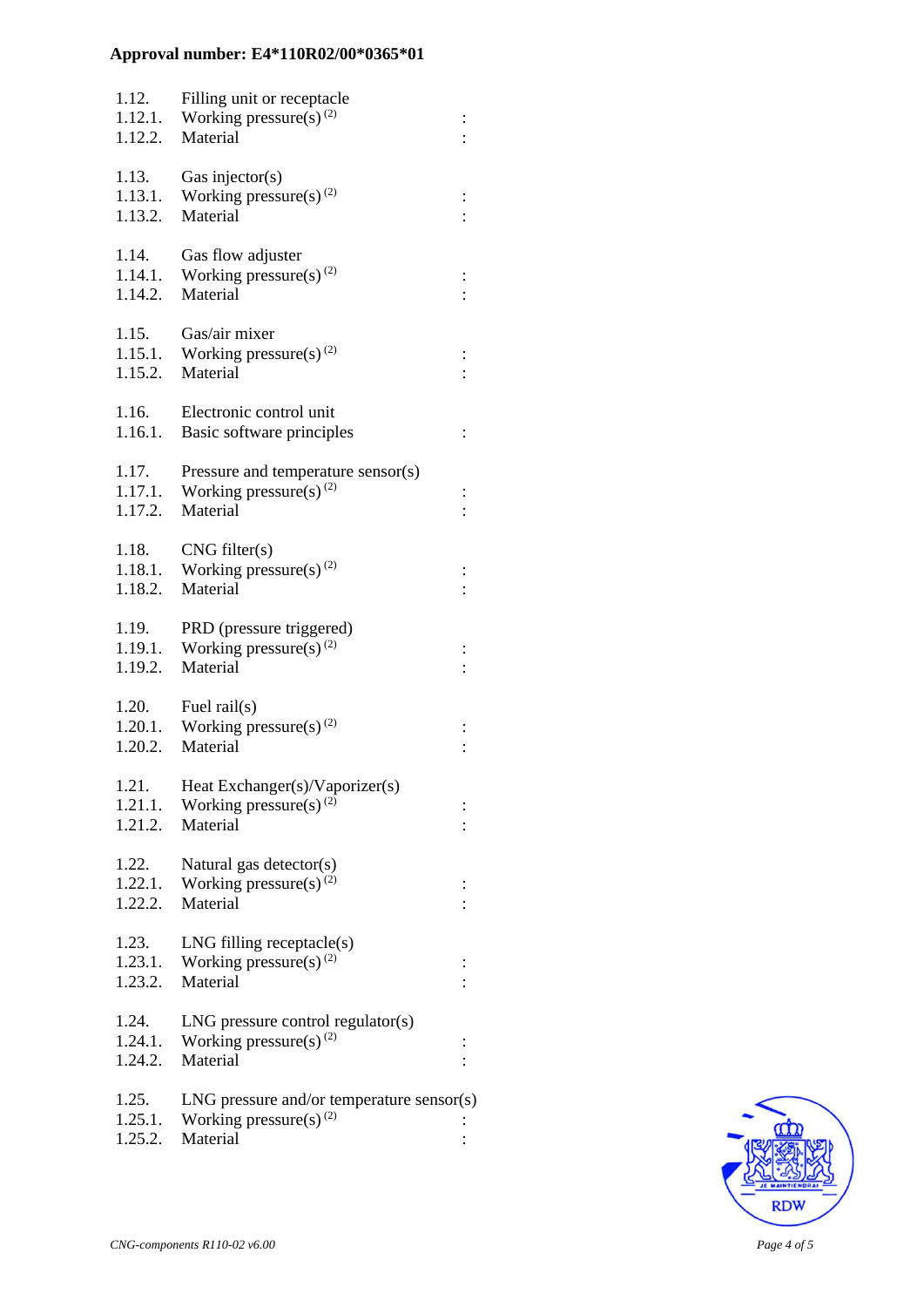**Approval number: E4*110R02/00*0365*01**

| | | |
|---|---|---|
| 1.12. | Filling unit or receptacle | |
| 1.12.1. | Working pressure(s) [(2)] | : |
| 1.12.2. | Material | : |
| | | |
| 1.13. | Gas injector(s) | |
| 1.13.1. | Working pressure(s) [(2)] | : |
| 1.13.2. | Material | : |
| | | |
| 1.14. | Gas flow adjuster | |
| 1.14.1. | Working pressure(s) [(2)] | : |
| 1.14.2. | Material | : |
| | | |
| 1.15. | Gas/air mixer | |
| 1.15.1. | Working pressure(s) [(2)] | : |
| 1.15.2. | Material | : |
| | | |
| 1.16. | Electronic control unit | |
| 1.16.1. | Basic software principles | : |
| | | |
| 1.17. | Pressure and temperature sensor(s) | |
| 1.17.1. | Working pressure(s) [(2)] | : |
| 1.17.2. | Material | : |
| | | |
| 1.18. | CNG filter(s) | |
| 1.18.1. | Working pressure(s) [(2)] | : |
| 1.18.2. | Material | : |
| | | |
| 1.19. | PRD (pressure triggered) | |
| 1.19.1. | Working pressure(s) [(2)] | : |
| 1.19.2. | Material | : |
| | | |
| 1.20. | Fuel rail(s) | |
| 1.20.1. | Working pressure(s) [(2)] | : |
| 1.20.2. | Material | : |
| | | |
| 1.21. | Heat Exchanger(s)/Vaporizer(s) | |
| 1.21.1. | Working pressure(s) [(2)] | : |
| 1.21.2. | Material | : |
| | | |
| 1.22. | Natural gas detector(s) | |
| 1.22.1. | Working pressure(s) [(2)] | : |
| 1.22.2. | Material | : |
| | | |
| 1.23. | LNG filling receptacle(s) | |
| 1.23.1. | Working pressure(s) [(2)] | : |
| 1.23.2. | Material | : |
| | | |
| 1.24. | LNG pressure control regulator(s) | |
| 1.24.1. | Working pressure(s) [(2)] | : |
| 1.24.2. | Material | : |
| | | |
| 1.25. | LNG pressure and/or temperature sensor(s) | |
| 1.25.1. | Working pressure(s) [(2)] | : |
| 1.25.2. | Material | : |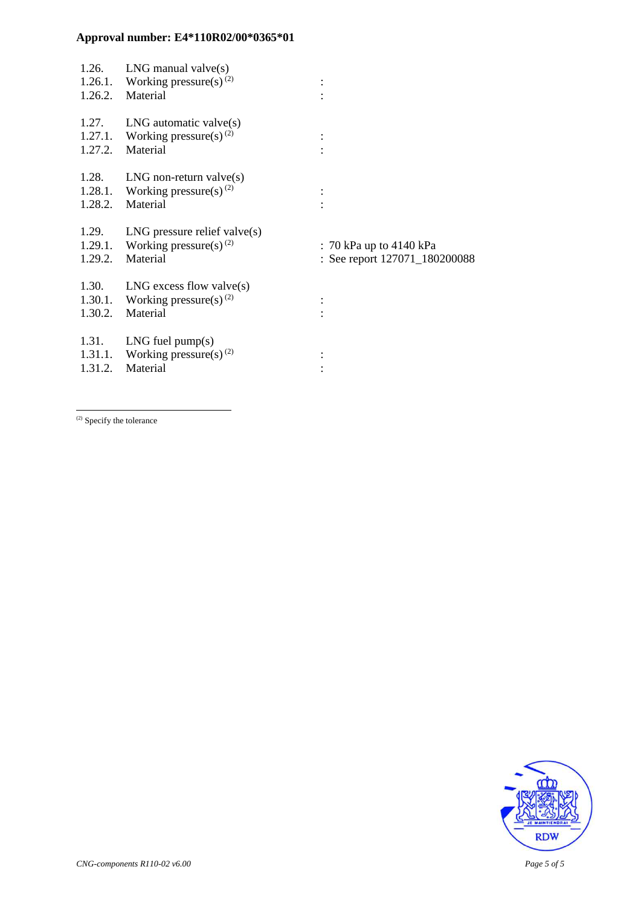**Approval number: E4*110R02/00*0365*01**

| | | |
|---|---|---|
| 1.26. | LNG manual valve(s) | |
| 1.26.1. | Working pressure(s) [(2)] | : |
| 1.26.2. | Material | : |
| 1.27. | LNG automatic valve(s) | |
| 1.27.1. | Working pressure(s) [(2)] | : |
| 1.27.2. | Material | : |
| 1.28. | LNG non-return valve(s) | |
| 1.28.1. | Working pressure(s) [(2)] | : |
| 1.28.2. | Material | : |
| 1.29. | LNG pressure relief valve(s) | |
| 1.29.1. | Working pressure(s) [(2)] | : 70 kPa up to 4140 kPa |
| 1.29.2. | Material | : See report 127071_180200088 |
| 1.30. | LNG excess flow valve(s) | |
| 1.30.1. | Working pressure(s) [(2)] | : |
| 1.30.2. | Material | : |
| 1.31. | LNG fuel pump(s) | |
| 1.31.1. | Working pressure(s) [(2)] | : |
| 1.31.2. | Material | : |

---

[(2)] Specify the tolerance